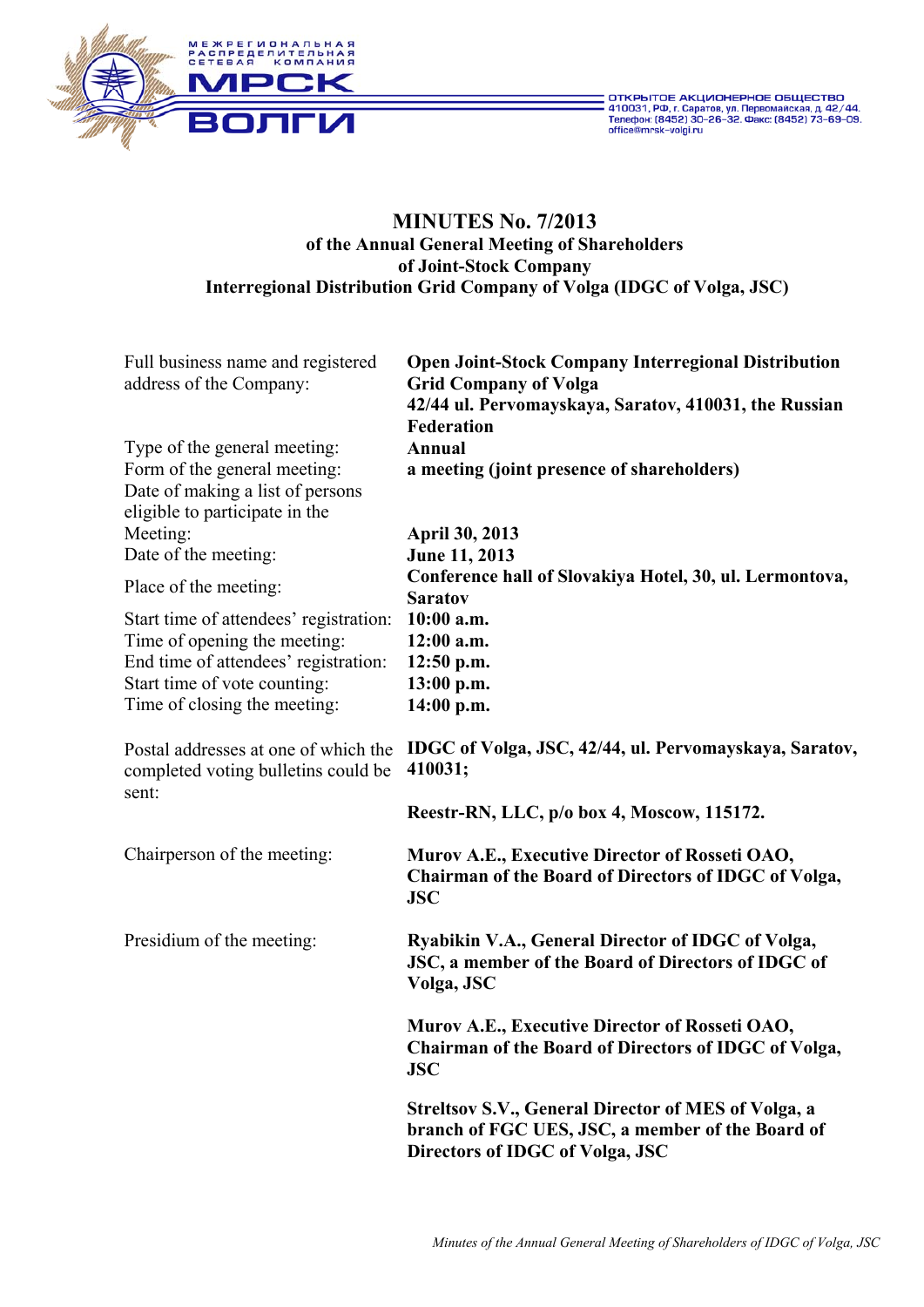МЕЖРЕГИОНАЛЬНАЯ РАСПРЕДЕЛИТЕЛЬНАЯ СЕТЕВАЯ КОМПАНИЯ МРСК ВОЛГИ

ОТКРЫТОЕ АКЦИОНЕРНОЕ ОБЩЕСТВО
410031, РФ, г. Саратов, ул. Первомайская, д. 42/44.
Телефон: (8452) 30-26-32. Факс: (8452) 73-69-09.
office@mrsk-volgi.ru

# MINUTES No. 7/2013
## of the Annual General Meeting of Shareholders of Joint-Stock Company Interregional Distribution Grid Company of Volga (IDGC of Volga, JSC)

| | |
|---|---|
| Full business name and registered address of the Company: | **Open Joint-Stock Company Interregional Distribution Grid Company of Volga**<br>**42/44 ul. Pervomayskaya, Saratov, 410031, the Russian Federation** |
| Type of the general meeting: | **Annual** |
| Form of the general meeting: | **a meeting (joint presence of shareholders)** |
| Date of making a list of persons eligible to participate in the Meeting: | **April 30, 2013** |
| Date of the meeting: | **June 11, 2013** |
| Place of the meeting: | **Conference hall of Slovakiya Hotel, 30, ul. Lermontova, Saratov** |
| Start time of attendees' registration: | **10:00 a.m.** |
| Time of opening the meeting: | **12:00 a.m.** |
| End time of attendees' registration: | **12:50 p.m.** |
| Start time of vote counting: | **13:00 p.m.** |
| Time of closing the meeting: | **14:00 p.m.** |
| Postal addresses at one of which the completed voting bulletins could be sent: | **IDGC of Volga, JSC, 42/44, ul. Pervomayskaya, Saratov, 410031;**<br>**Reestr-RN, LLC, p/o box 4, Moscow, 115172.** |
| Chairperson of the meeting: | **Murov A.E., Executive Director of Rosseti OAO, Chairman of the Board of Directors of IDGC of Volga, JSC** |
| Presidium of the meeting: | **Ryabikin V.A., General Director of IDGC of Volga, JSC, a member of the Board of Directors of IDGC of Volga, JSC**<br>**Murov A.E., Executive Director of Rosseti OAO, Chairman of the Board of Directors of IDGC of Volga, JSC**<br>**Streltsov S.V., General Director of MES of Volga, a branch of FGC UES, JSC, a member of the Board of Directors of IDGC of Volga, JSC** |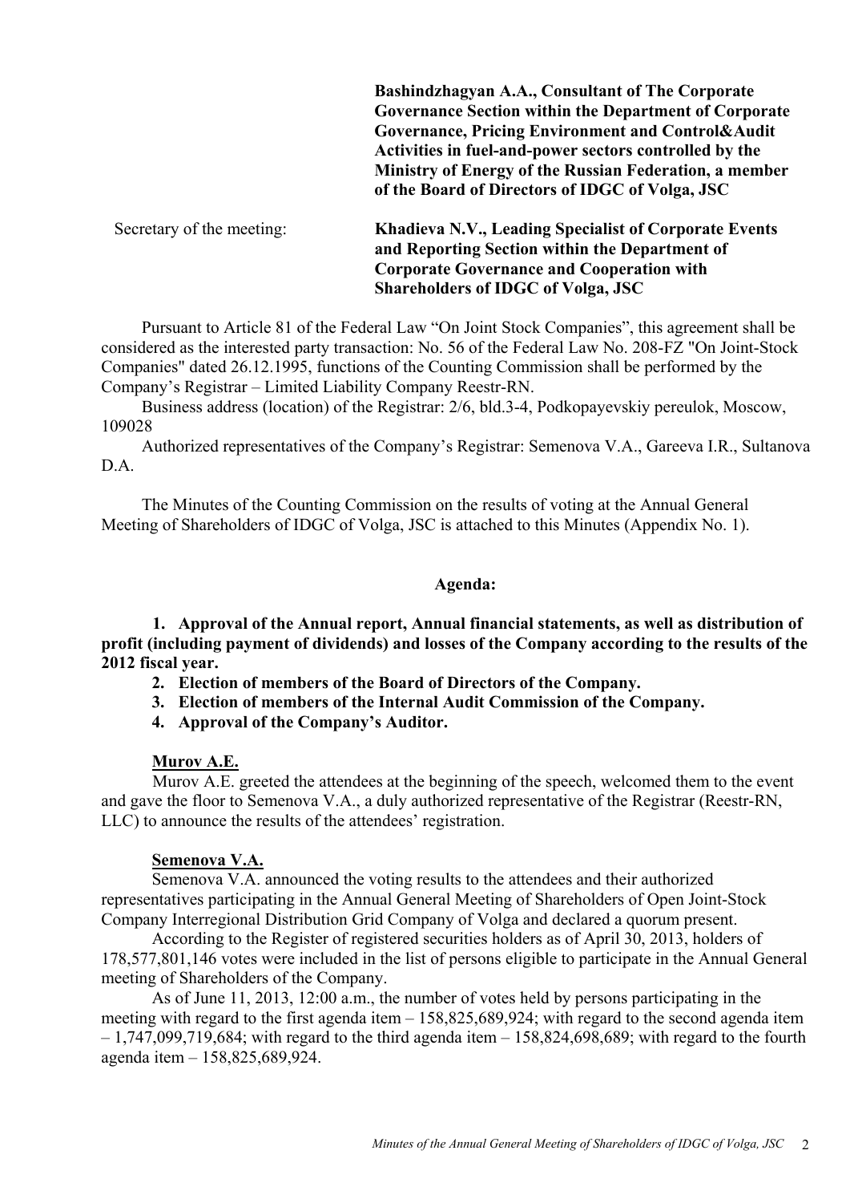**Bashindzhagyan A.A., Consultant of The Corporate Governance Section within the Department of Corporate Governance, Pricing Environment and Control&Audit Activities in fuel-and-power sectors controlled by the Ministry of Energy of the Russian Federation, a member of the Board of Directors of IDGC of Volga, JSC**

Secretary of the meeting: **Khadieva N.V., Leading Specialist of Corporate Events and Reporting Section within the Department of Corporate Governance and Cooperation with Shareholders of IDGC of Volga, JSC**

Pursuant to Article 81 of the Federal Law "On Joint Stock Companies", this agreement shall be considered as the interested party transaction: No. 56 of the Federal Law No. 208-FZ "On Joint-Stock Companies" dated 26.12.1995, functions of the Counting Commission shall be performed by the Company's Registrar – Limited Liability Company Reestr-RN.

Business address (location) of the Registrar: 2/6, bld.3-4, Podkopayevskiy pereulok, Moscow, 109028

Authorized representatives of the Company's Registrar: Semenova V.A., Gareeva I.R., Sultanova D.A.

The Minutes of the Counting Commission on the results of voting at the Annual General Meeting of Shareholders of IDGC of Volga, JSC is attached to this Minutes (Appendix No. 1).

**Agenda:**

1. **Approval of the Annual report, Annual financial statements, as well as distribution of profit (including payment of dividends) and losses of the Company according to the results of the 2012 fiscal year.**
2. **Election of members of the Board of Directors of the Company.**
3. **Election of members of the Internal Audit Commission of the Company.**
4. **Approval of the Company's Auditor.**

**Murov A.E.**

Murov A.E. greeted the attendees at the beginning of the speech, welcomed them to the event and gave the floor to Semenova V.A., a duly authorized representative of the Registrar (Reestr-RN, LLC) to announce the results of the attendees' registration.

**Semenova V.A.**

Semenova V.A. announced the voting results to the attendees and their authorized representatives participating in the Annual General Meeting of Shareholders of Open Joint-Stock Company Interregional Distribution Grid Company of Volga and declared a quorum present.

According to the Register of registered securities holders as of April 30, 2013, holders of 178,577,801,146 votes were included in the list of persons eligible to participate in the Annual General meeting of Shareholders of the Company.

As of June 11, 2013, 12:00 a.m., the number of votes held by persons participating in the meeting with regard to the first agenda item – 158,825,689,924; with regard to the second agenda item – 1,747,099,719,684; with regard to the third agenda item – 158,824,698,689; with regard to the fourth agenda item – 158,825,689,924.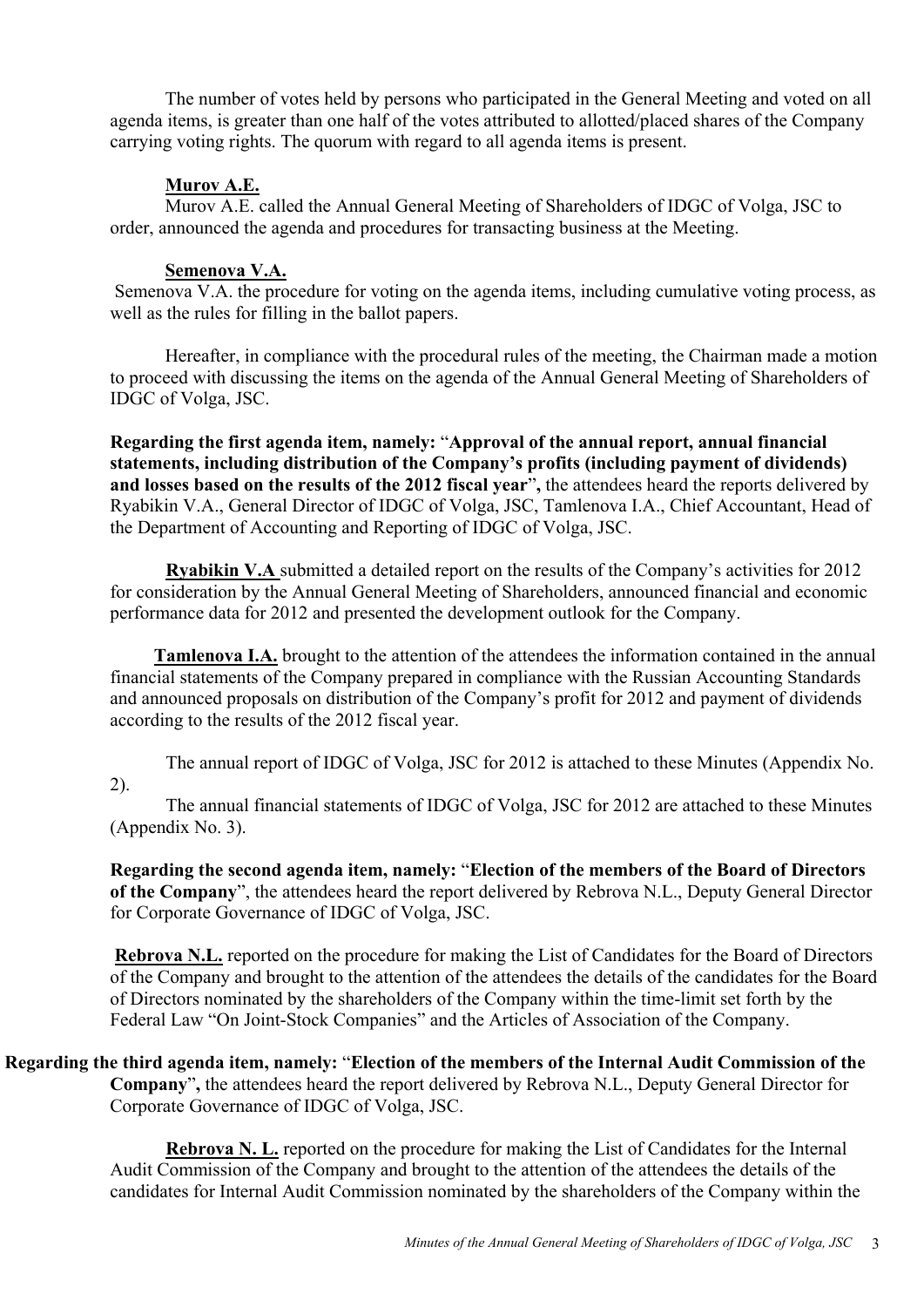The number of votes held by persons who participated in the General Meeting and voted on all agenda items, is greater than one half of the votes attributed to allotted/placed shares of the Company carrying voting rights. The quorum with regard to all agenda items is present.

**Murov A.E.**

Murov A.E. called the Annual General Meeting of Shareholders of IDGC of Volga, JSC to order, announced the agenda and procedures for transacting business at the Meeting.

**Semenova V.A.**

Semenova V.A. the procedure for voting on the agenda items, including cumulative voting process, as well as the rules for filling in the ballot papers.

Hereafter, in compliance with the procedural rules of the meeting, the Chairman made a motion to proceed with discussing the items on the agenda of the Annual General Meeting of Shareholders of IDGC of Volga, JSC.

**Regarding the first agenda item, namely:** "**Approval of the annual report, annual financial statements, including distribution of the Company's profits (including payment of dividends) and losses based on the results of the 2012 fiscal year**"**,** the attendees heard the reports delivered by Ryabikin V.A., General Director of IDGC of Volga, JSC, Tamlenova I.A., Chief Accountant, Head of the Department of Accounting and Reporting of IDGC of Volga, JSC.

**Ryabikin V.A** submitted a detailed report on the results of the Company's activities for 2012 for consideration by the Annual General Meeting of Shareholders, announced financial and economic performance data for 2012 and presented the development outlook for the Company.

**Tamlenova I.A.** brought to the attention of the attendees the information contained in the annual financial statements of the Company prepared in compliance with the Russian Accounting Standards and announced proposals on distribution of the Company's profit for 2012 and payment of dividends according to the results of the 2012 fiscal year.

The annual report of IDGC of Volga, JSC for 2012 is attached to these Minutes (Appendix No. 2).

The annual financial statements of IDGC of Volga, JSC for 2012 are attached to these Minutes (Appendix No. 3).

**Regarding the second agenda item, namely:** "**Election of the members of the Board of Directors of the Company**", the attendees heard the report delivered by Rebrova N.L., Deputy General Director for Corporate Governance of IDGC of Volga, JSC.

**Rebrova N.L.** reported on the procedure for making the List of Candidates for the Board of Directors of the Company and brought to the attention of the attendees the details of the candidates for the Board of Directors nominated by the shareholders of the Company within the time-limit set forth by the Federal Law "On Joint-Stock Companies" and the Articles of Association of the Company.

**Regarding the third agenda item, namely:** "**Election of the members of the Internal Audit Commission of the Company**"**,** the attendees heard the report delivered by Rebrova N.L., Deputy General Director for Corporate Governance of IDGC of Volga, JSC.

**Rebrova N. L.** reported on the procedure for making the List of Candidates for the Internal Audit Commission of the Company and brought to the attention of the attendees the details of the candidates for Internal Audit Commission nominated by the shareholders of the Company within the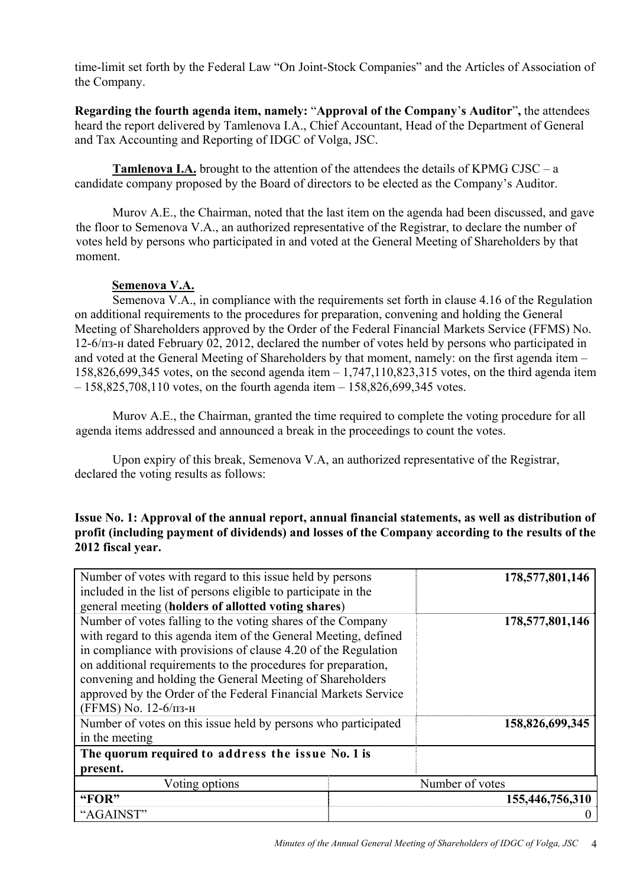time-limit set forth by the Federal Law "On Joint-Stock Companies" and the Articles of Association of the Company.

**Regarding the fourth agenda item, namely:** "**Approval of the Company's Auditor**"**,** the attendees heard the report delivered by Tamlenova I.A., Chief Accountant, Head of the Department of General and Tax Accounting and Reporting of IDGC of Volga, JSC.

**Tamlenova I.A.** brought to the attention of the attendees the details of KPMG CJSC – a candidate company proposed by the Board of directors to be elected as the Company's Auditor.

Murov A.E., the Chairman, noted that the last item on the agenda had been discussed, and gave the floor to Semenova V.A., an authorized representative of the Registrar, to declare the number of votes held by persons who participated in and voted at the General Meeting of Shareholders by that moment.

**Semenova V.A.**

Semenova V.A., in compliance with the requirements set forth in clause 4.16 of the Regulation on additional requirements to the procedures for preparation, convening and holding the General Meeting of Shareholders approved by the Order of the Federal Financial Markets Service (FFMS) No. 12-6/пз-н dated February 02, 2012, declared the number of votes held by persons who participated in and voted at the General Meeting of Shareholders by that moment, namely: on the first agenda item – 158,826,699,345 votes, on the second agenda item – 1,747,110,823,315 votes, on the third agenda item – 158,825,708,110 votes, on the fourth agenda item – 158,826,699,345 votes.

Murov A.E., the Chairman, granted the time required to complete the voting procedure for all agenda items addressed and announced a break in the proceedings to count the votes.

Upon expiry of this break, Semenova V.A, an authorized representative of the Registrar, declared the voting results as follows:

**Issue No. 1: Approval of the annual report, annual financial statements, as well as distribution of profit (including payment of dividends) and losses of the Company according to the results of the 2012 fiscal year.**

| | |
|---|---|
| Number of votes with regard to this issue held by persons included in the list of persons eligible to participate in the general meeting (**holders of allotted voting shares**) | **178,577,801,146** |
| Number of votes falling to the voting shares of the Company with regard to this agenda item of the General Meeting, defined in compliance with provisions of clause 4.20 of the Regulation on additional requirements to the procedures for preparation, convening and holding the General Meeting of Shareholders approved by the Order of the Federal Financial Markets Service (FFMS) No. 12-6/пз-н | **178,577,801,146** |
| Number of votes on this issue held by persons who participated in the meeting | **158,826,699,345** |
| **The quorum required to address the issue No. 1 is present.** | |
| Voting options | Number of votes |
| **"FOR"** | **155,446,756,310** |
| "AGAINST" | 0 |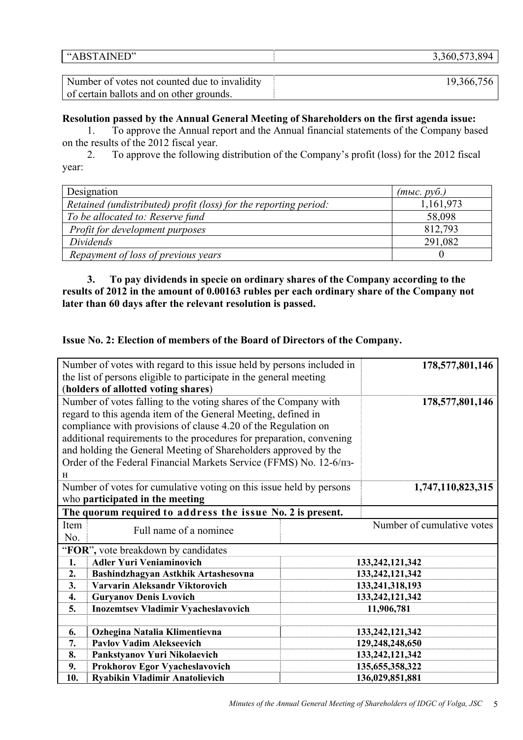| "ABSTAINED" | 3,360,573,894 |
|---|---|

| Number of votes not counted due to invalidity of certain ballots and on other grounds. | 19,366,756 |
|---|---|

**Resolution passed by the Annual General Meeting of Shareholders on the first agenda issue:**

1. To approve the Annual report and the Annual financial statements of the Company based on the results of the 2012 fiscal year.
2. To approve the following distribution of the Company's profit (loss) for the 2012 fiscal year:

| Designation | *(тыс. руб.)* |
|---|---|
| *Retained (undistributed) profit (loss) for the reporting period:* | 1,161,973 |
| *To be allocated to: Reserve fund* | 58,098 |
| *Profit for development purposes* | 812,793 |
| *Dividends* | 291,082 |
| *Repayment of loss of previous years* | 0 |

**3. To pay dividends in specie on ordinary shares of the Company according to the results of 2012 in the amount of 0.00163 rubles per each ordinary share of the Company not later than 60 days after the relevant resolution is passed.**

**Issue No. 2: Election of members of the Board of Directors of the Company.**

| Number of votes with regard to this issue held by persons included in the list of persons eligible to participate in the general meeting (**holders of allotted voting shares**) | **178,577,801,146** |
|---|---|
| Number of votes falling to the voting shares of the Company with regard to this agenda item of the General Meeting, defined in compliance with provisions of clause 4.20 of the Regulation on additional requirements to the procedures for preparation, convening and holding the General Meeting of Shareholders approved by the Order of the Federal Financial Markets Service (FFMS) No. 12-6/пз-н | **178,577,801,146** |
| Number of votes for cumulative voting on this issue held by persons who **participated in the meeting** | **1,747,110,823,315** |
| **The quorum required to address the issue No. 2 is present.** | |

| Item No. | Full name of a nominee | Number of cumulative votes |
|---|---|---|
| "**FOR**", vote breakdown by candidates | | |
| **1.** | **Adler Yuri Veniaminovich** | **133,242,121,342** |
| **2.** | **Bashindzhagyan Astkhik Artashesovna** | **133,242,121,342** |
| **3.** | **Varvarin Aleksandr Viktorovich** | **133,241,318,193** |
| **4.** | **Guryanov Denis Lvovich** | **133,242,121,342** |
| **5.** | **Inozemtsev Vladimir Vyacheslavovich** | **11,906,781** |
| | | |
| **6.** | **Ozhegina Natalia Klimentievna** | **133,242,121,342** |
| **7.** | **Pavlov Vadim Alekseevich** | **129,248,248,650** |
| **8.** | **Pankstyanov Yuri Nikolaevich** | **133,242,121,342** |
| **9.** | **Prokhorov Egor Vyacheslavovich** | **135,655,358,322** |
| **10.** | **Ryabikin Vladimir Anatolievich** | **136,029,851,881** |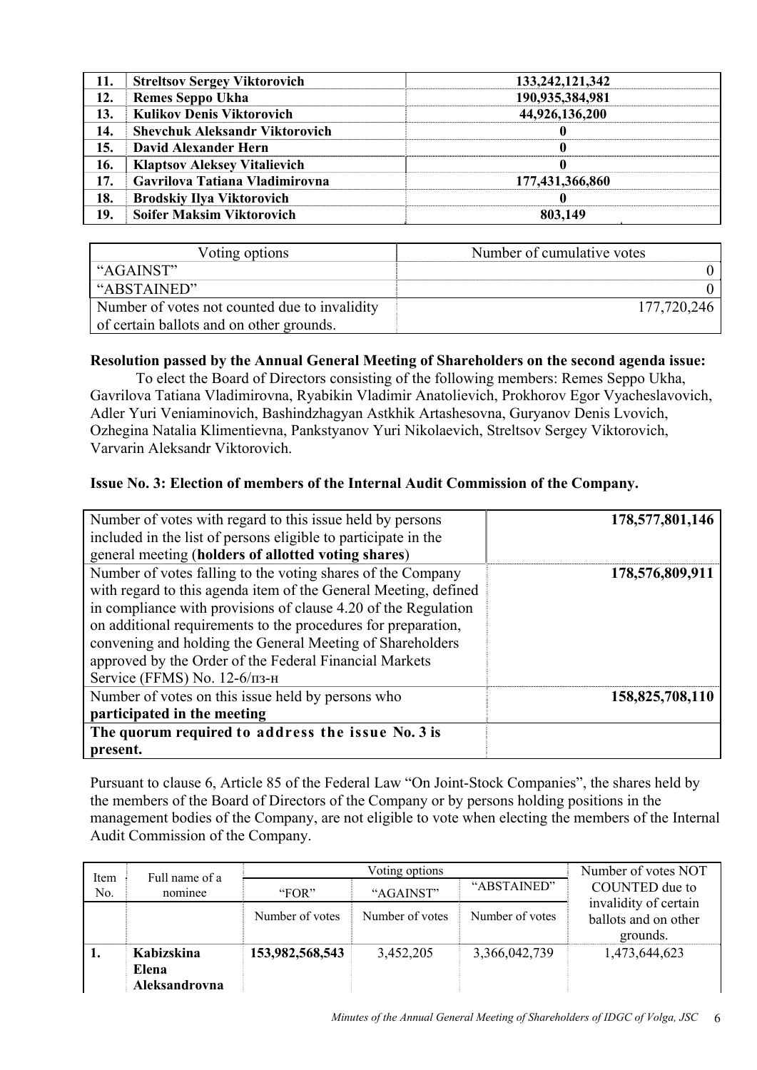| 11. | **Streltsov Sergey Viktorovich** | **133,242,121,342** |
|---|---|---|
| 12. | **Remes Seppo Ukha** | **190,935,384,981** |
| 13. | **Kulikov Denis Viktorovich** | **44,926,136,200** |
| 14. | **Shevchuk Aleksandr Viktorovich** | **0** |
| 15. | **David Alexander Hern** | **0** |
| 16. | **Klaptsov Aleksey Vitalievich** | **0** |
| 17. | **Gavrilova Tatiana Vladimirovna** | **177,431,366,860** |
| 18. | **Brodskiy Ilya Viktorovich** | **0** |
| 19. | **Soifer Maksim Viktorovich** | **803,149** |

| Voting options | Number of cumulative votes |
|---|---|
| "AGAINST" | 0 |
| "ABSTAINED" | 0 |
| Number of votes not counted due to invalidity of certain ballots and on other grounds. | 177,720,246 |

**Resolution passed by the Annual General Meeting of Shareholders on the second agenda issue:**

To elect the Board of Directors consisting of the following members: Remes Seppo Ukha, Gavrilova Tatiana Vladimirovna, Ryabikin Vladimir Anatolievich, Prokhorov Egor Vyacheslavovich, Adler Yuri Veniaminovich, Bashindzhagyan Astkhik Artashesovna, Guryanov Denis Lvovich, Ozhegina Natalia Klimentievna, Pankstyanov Yuri Nikolaevich, Streltsov Sergey Viktorovich, Varvarin Aleksandr Viktorovich.

**Issue No. 3: Election of members of the Internal Audit Commission of the Company.**

| | |
|---|---|
| Number of votes with regard to this issue held by persons included in the list of persons eligible to participate in the general meeting (**holders of allotted voting shares**) | **178,577,801,146** |
| Number of votes falling to the voting shares of the Company with regard to this agenda item of the General Meeting, defined in compliance with provisions of clause 4.20 of the Regulation on additional requirements to the procedures for preparation, convening and holding the General Meeting of Shareholders approved by the Order of the Federal Financial Markets Service (FFMS) No. 12-6/пз-н | **178,576,809,911** |
| Number of votes on this issue held by persons who **participated in the meeting** | **158,825,708,110** |
| **The quorum required to address the issue No. 3 is present.** | |

Pursuant to clause 6, Article 85 of the Federal Law "On Joint-Stock Companies", the shares held by the members of the Board of Directors of the Company or by persons holding positions in the management bodies of the Company, are not eligible to vote when electing the members of the Internal Audit Commission of the Company.

| Item No. | Full name of a nominee | Voting options | | | Number of votes NOT COUNTED due to invalidity of certain ballots and on other grounds. |
|---|---|---|---|---|---|
| | | "FOR" | "AGAINST" | "ABSTAINED" | |
| | | Number of votes | Number of votes | Number of votes | |
| **1.** | **Kabizskina Elena Aleksandrovna** | **153,982,568,543** | 3,452,205 | 3,366,042,739 | 1,473,644,623 |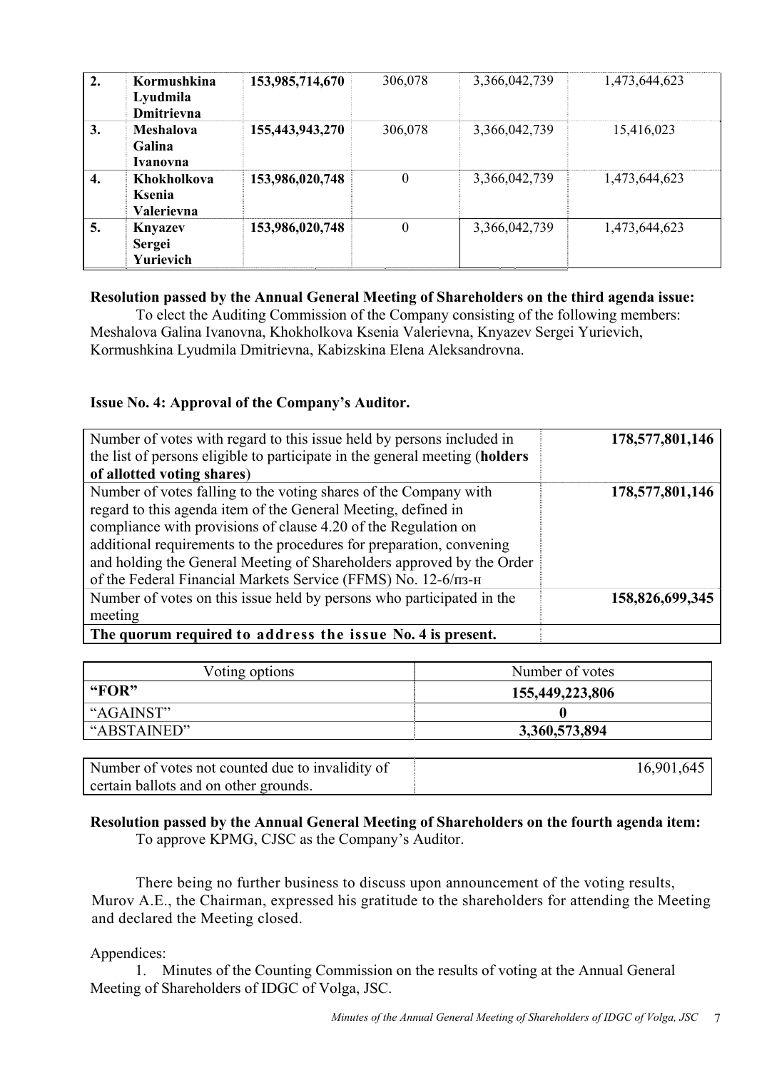| 2. | **Kormushkina Lyudmila Dmitrievna** | **153,985,714,670** | 306,078 | 3,366,042,739 | 1,473,644,623 |
|---|---|---|---|---|---|
| 3. | **Meshalova Galina Ivanovna** | **155,443,943,270** | 306,078 | 3,366,042,739 | 15,416,023 |
| 4. | **Khokholkova Ksenia Valerievna** | **153,986,020,748** | 0 | 3,366,042,739 | 1,473,644,623 |
| 5. | **Knyazev Sergei Yurievich** | **153,986,020,748** | 0 | 3,366,042,739 | 1,473,644,623 |

**Resolution passed by the Annual General Meeting of Shareholders on the third agenda issue:**

To elect the Auditing Commission of the Company consisting of the following members: Meshalova Galina Ivanovna, Khokholkova Ksenia Valerievna, Knyazev Sergei Yurievich, Kormushkina Lyudmila Dmitrievna, Kabizskina Elena Aleksandrovna.

**Issue No. 4: Approval of the Company's Auditor.**

| Number of votes with regard to this issue held by persons included in the list of persons eligible to participate in the general meeting (**holders of allotted voting shares**) | **178,577,801,146** |
|---|---|
| Number of votes falling to the voting shares of the Company with regard to this agenda item of the General Meeting, defined in compliance with provisions of clause 4.20 of the Regulation on additional requirements to the procedures for preparation, convening and holding the General Meeting of Shareholders approved by the Order of the Federal Financial Markets Service (FFMS) No. 12-6/пз-н | **178,577,801,146** |
| Number of votes on this issue held by persons who participated in the meeting | **158,826,699,345** |
| **The quorum required to address the issue No. 4 is present.** | |

| Voting options | Number of votes |
|---|---|
| **"FOR"** | **155,449,223,806** |
| "AGAINST" | **0** |
| "ABSTAINED" | **3,360,573,894** |

| Number of votes not counted due to invalidity of certain ballots and on other grounds. | 16,901,645 |
|---|---|

**Resolution passed by the Annual General Meeting of Shareholders on the fourth agenda item:**

To approve KPMG, CJSC as the Company's Auditor.

There being no further business to discuss upon announcement of the voting results, Murov A.E., the Chairman, expressed his gratitude to the shareholders for attending the Meeting and declared the Meeting closed.

Appendices:

1. Minutes of the Counting Commission on the results of voting at the Annual General Meeting of Shareholders of IDGC of Volga, JSC.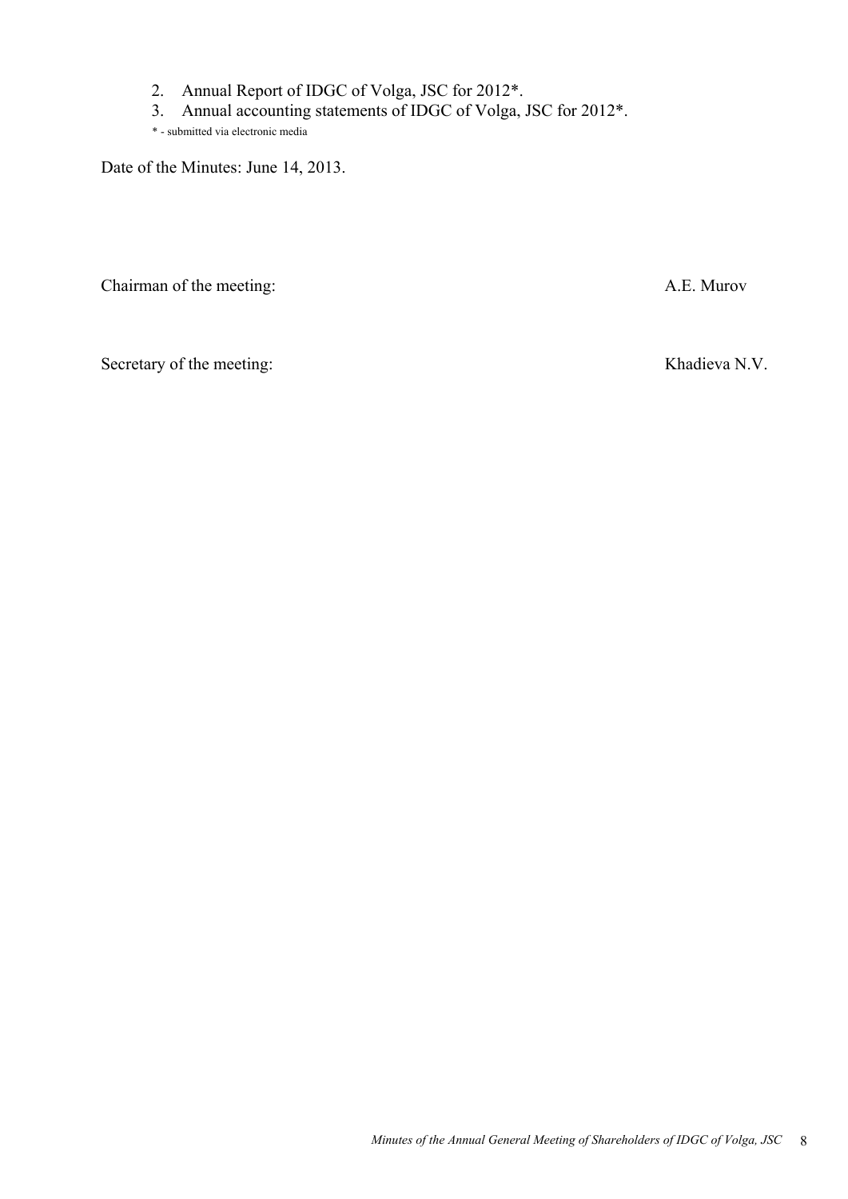2. Annual Report of IDGC of Volga, JSC for 2012*.
3. Annual accounting statements of IDGC of Volga, JSC for 2012*.

\* - submitted via electronic media

Date of the Minutes: June 14, 2013.

Chairman of the meeting: A.E. Murov

Secretary of the meeting: Khadieva N.V.